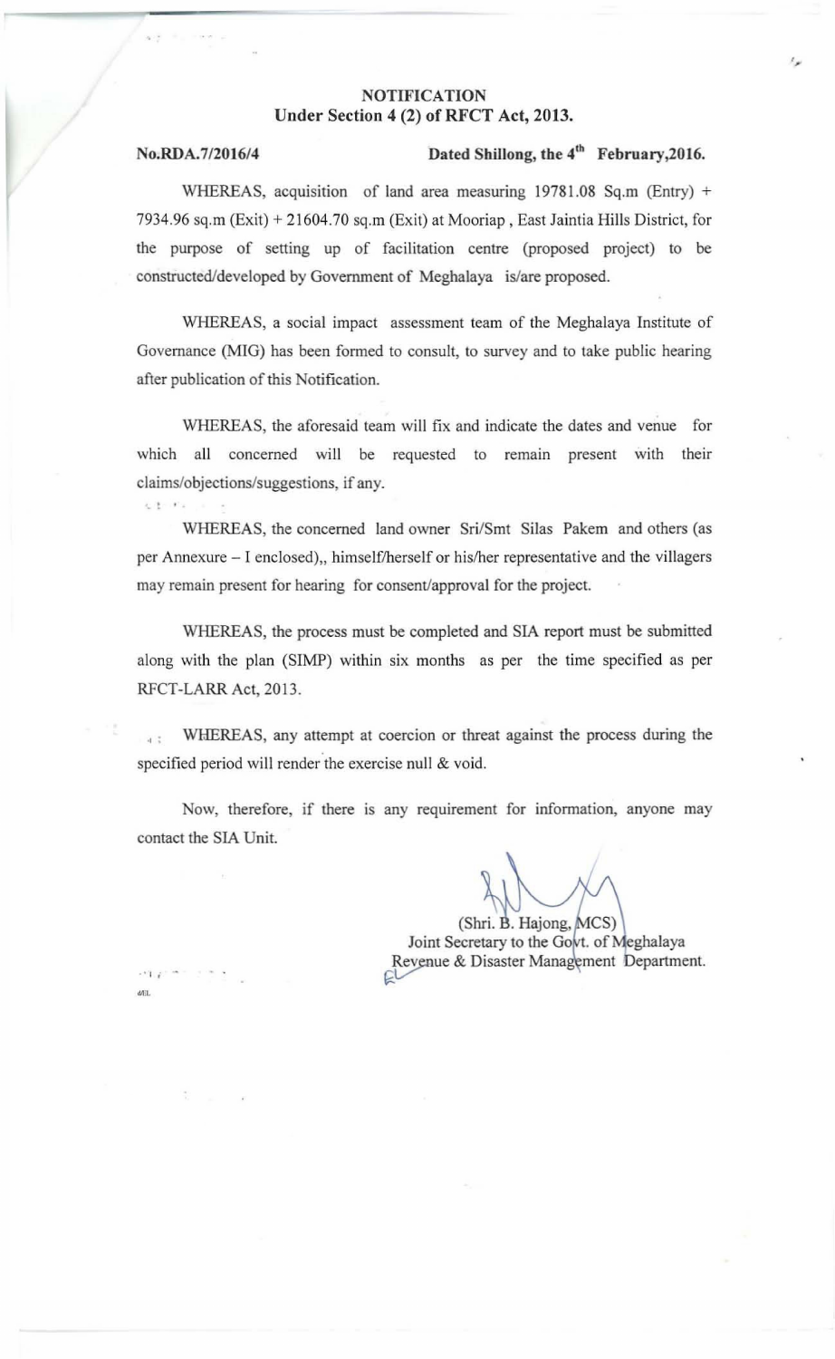**NOTIFICATION**
**Under Section 4 (2) of RFCT Act, 2013.**

**No.RDA.7/2016/4** **Dated Shillong, the 4th February,2016.**

WHEREAS, acquisition of land area measuring 19781.08 Sq.m (Entry) + 7934.96 sq.m (Exit) + 21604.70 sq.m (Exit) at Mooriap , East Jaintia Hills District, for the purpose of setting up of facilitation centre (proposed project) to be constructed/developed by Government of Meghalaya is/are proposed.

WHEREAS, a social impact assessment team of the Meghalaya Institute of Governance (MIG) has been formed to consult, to survey and to take public hearing after publication of this Notification.

WHEREAS, the aforesaid team will fix and indicate the dates and venue for which all concerned will be requested to remain present with their claims/objections/suggestions, if any.

WHEREAS, the concerned land owner Sri/Smt Silas Pakem and others (as per Annexure – I enclosed),, himself/herself or his/her representative and the villagers may remain present for hearing for consent/approval for the project.

WHEREAS, the process must be completed and SIA report must be submitted along with the plan (SIMP) within six months as per the time specified as per RFCT-LARR Act, 2013.

WHEREAS, any attempt at coercion or threat against the process during the specified period will render the exercise null & void.

Now, therefore, if there is any requirement for information, anyone may contact the SIA Unit.

(Shri. B. Hajong, MCS)
Joint Secretary to the Govt. of Meghalaya
Revenue & Disaster Management Department.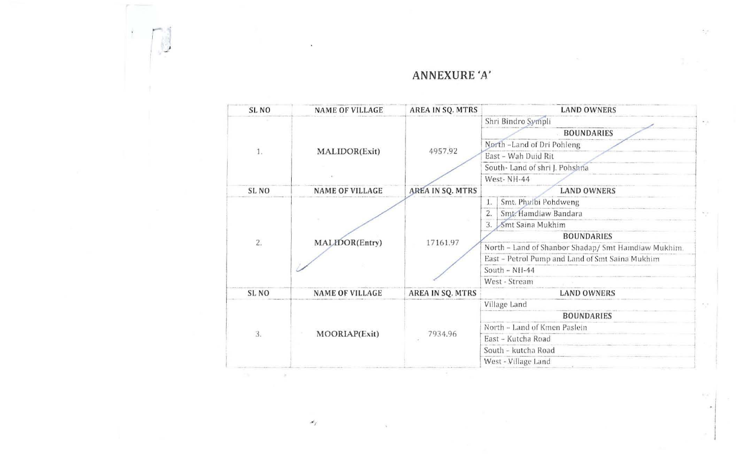# ANNEXURE 'A'

| SL NO | NAME OF VILLAGE | AREA IN SQ. MTRS | LAND OWNERS |
|---|---|---|---|
| 1. | MALIDOR(Exit) | 4957.92 | Shri Bindro Sympli |
| | | | **BOUNDARIES** |
| | | | North –Land of Dri Pohleng |
| | | | East – Wah Duid Rit |
| | | | South- Land of shri J. Pohshna |
| | | | West- NH-44 |
| **SL NO** | **NAME OF VILLAGE** | **AREA IN SQ. MTRS** | **LAND OWNERS** |
| 2. | MALIDOR(Entry) | 17161.97 | 1. Smt. Phulbi Pohdweng |
| | | | 2. Smt. Hamdiaw Bandara |
| | | | 3. Smt Saina Mukhim |
| | | | **BOUNDARIES** |
| | | | North – Land of Shanbor Shadap/ Smt Hamdiaw Mukhim. |
| | | | East – Petrol Pump and Land of Smt Saina Mukhim |
| | | | South – NH-44 |
| | | | West - Stream |
| **SL NO** | **NAME OF VILLAGE** | **AREA IN SQ. MTRS** | **LAND OWNERS** |
| 3. | MOORIAP(Exit) | 7934.96 | Village Land |
| | | | **BOUNDARIES** |
| | | | North – Land of Kmen Paslein |
| | | | East – Kutcha Road |
| | | | South – kutcha Road |
| | | | West - Village Land |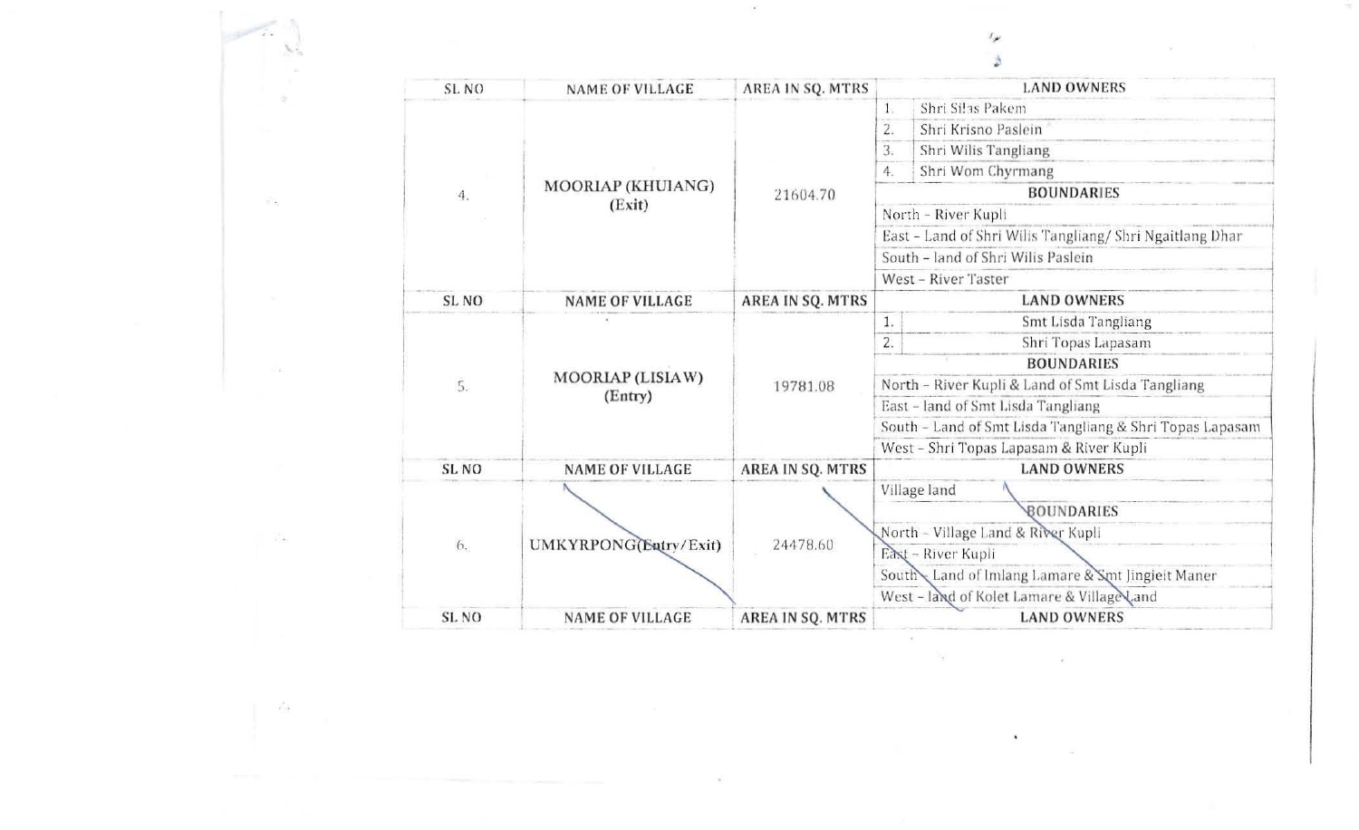| SL NO | NAME OF VILLAGE | AREA IN SQ. MTRS | LAND OWNERS |
|---|---|---|---|
| 4. | MOORIAP (KHUIANG) (Exit) | 21604.70 | 1. Shri Silas Pakem |
| | | | 2. Shri Krisno Paslein |
| | | | 3. Shri Wilis Tangliang |
| | | | 4. Shri Wom Chyrmang |
| | | | **BOUNDARIES** |
| | | | North – River Kupli |
| | | | East – Land of Shri Wilis Tangliang/ Shri Ngaitlang Dhar |
| | | | South – land of Shri Wilis Paslein |
| | | | West – River Taster |
| **SL NO** | **NAME OF VILLAGE** | **AREA IN SQ. MTRS** | **LAND OWNERS** |
| 5. | MOORIAP (LISIAW) (Entry) | 19781.08 | 1. Smt Lisda Tangliang |
| | | | 2. Shri Topas Lapasam |
| | | | **BOUNDARIES** |
| | | | North – River Kupli & Land of Smt Lisda Tangliang |
| | | | East – land of Smt Lisda Tangliang |
| | | | South – Land of Smt Lisda Tangliang & Shri Topas Lapasam |
| | | | West – Shri Topas Lapasam & River Kupli |
| **SL NO** | **NAME OF VILLAGE** | **AREA IN SQ. MTRS** | **LAND OWNERS** |
| 6. | UMKYRPONG(Entry/Exit) | 24478.60 | Village land |
| | | | **BOUNDARIES** |
| | | | North – Village Land & River Kupli |
| | | | East – River Kupli |
| | | | South – Land of Imlang Lamare & Smt Jingieit Maner |
| | | | West – land of Kolet Lamare & Village Land |
| **SL NO** | **NAME OF VILLAGE** | **AREA IN SQ. MTRS** | **LAND OWNERS** |